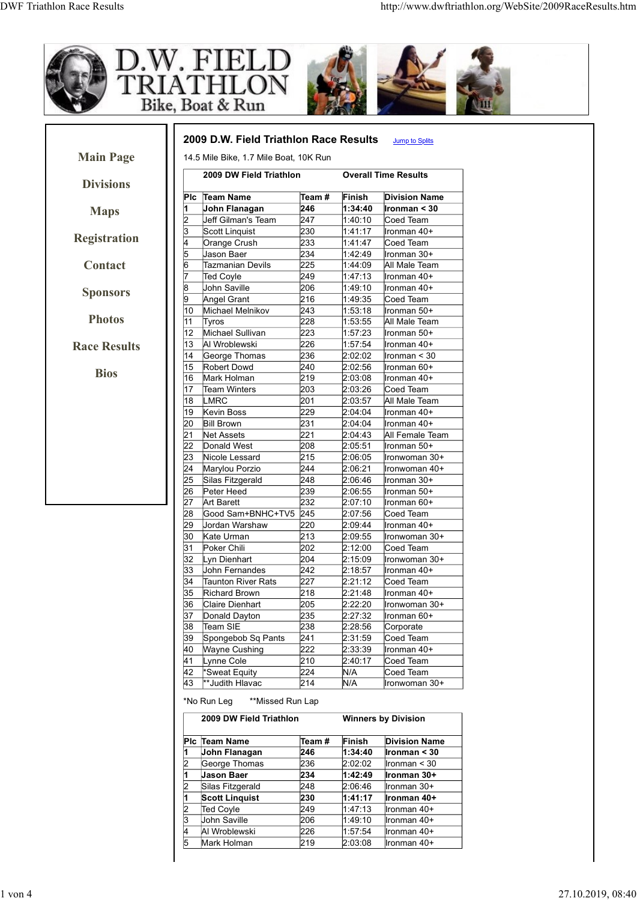# D.W. FIELD TRIATHLON

Bike, Boat & Run

- Main Page
- Divisions
- Maps
- Registration
- Contact
- Sponsors
- Photos
- Race Results
- Bios

## 2009 D.W. Field Triathlon Race Results

Jump to Splits

14.5 Mile Bike, 1.7 Mile Boat, 10K Run

| 2009 DW Field Triathlon | | | Overall Time Results | |
|---|---|---|---|---|
| **Plc** | **Team Name** | **Team #** | **Finish** | **Division Name** |
| **1** | **John Flanagan** | **246** | **1:34:40** | **Ironman < 30** |
| 2 | Jeff Gilman's Team | 247 | 1:40:10 | Coed Team |
| 3 | Scott Linquist | 230 | 1:41:17 | Ironman 40+ |
| 4 | Orange Crush | 233 | 1:41:47 | Coed Team |
| 5 | Jason Baer | 234 | 1:42:49 | Ironman 30+ |
| 6 | Tazmanian Devils | 225 | 1:44:09 | All Male Team |
| 7 | Ted Coyle | 249 | 1:47:13 | Ironman 40+ |
| 8 | John Saville | 206 | 1:49:10 | Ironman 40+ |
| 9 | Angel Grant | 216 | 1:49:35 | Coed Team |
| 10 | Michael Melnikov | 243 | 1:53:18 | Ironman 50+ |
| 11 | Tyros | 228 | 1:53:55 | All Male Team |
| 12 | Michael Sullivan | 223 | 1:57:23 | Ironman 50+ |
| 13 | Al Wroblewski | 226 | 1:57:54 | Ironman 40+ |
| 14 | George Thomas | 236 | 2:02:02 | Ironman < 30 |
| 15 | Robert Dowd | 240 | 2:02:56 | Ironman 60+ |
| 16 | Mark Holman | 219 | 2:03:08 | Ironman 40+ |
| 17 | Team Winters | 203 | 2:03:26 | Coed Team |
| 18 | LMRC | 201 | 2:03:57 | All Male Team |
| 19 | Kevin Boss | 229 | 2:04:04 | Ironman 40+ |
| 20 | Bill Brown | 231 | 2:04:04 | Ironman 40+ |
| 21 | Net Assets | 221 | 2:04:43 | All Female Team |
| 22 | Donald West | 208 | 2:05:51 | Ironman 50+ |
| 23 | Nicole Lessard | 215 | 2:06:05 | Ironwoman 30+ |
| 24 | Marylou Porzio | 244 | 2:06:21 | Ironwoman 40+ |
| 25 | Silas Fitzgerald | 248 | 2:06:46 | Ironman 30+ |
| 26 | Peter Heed | 239 | 2:06:55 | Ironman 50+ |
| 27 | Art Barett | 232 | 2:07:10 | Ironman 60+ |
| 28 | Good Sam+BNHC+TV5 | 245 | 2:07:56 | Coed Team |
| 29 | Jordan Warshaw | 220 | 2:09:44 | Ironman 40+ |
| 30 | Kate Urman | 213 | 2:09:55 | Ironwoman 30+ |
| 31 | Poker Chili | 202 | 2:12:00 | Coed Team |
| 32 | Lyn Dienhart | 204 | 2:15:09 | Ironwoman 30+ |
| 33 | John Fernandes | 242 | 2:18:57 | Ironman 40+ |
| 34 | Taunton River Rats | 227 | 2:21:12 | Coed Team |
| 35 | Richard Brown | 218 | 2:21:48 | Ironman 40+ |
| 36 | Claire Dienhart | 205 | 2:22:20 | Ironwoman 30+ |
| 37 | Donald Dayton | 235 | 2:27:32 | Ironman 60+ |
| 38 | Team SIE | 238 | 2:28:56 | Corporate |
| 39 | Spongebob Sq Pants | 241 | 2:31:59 | Coed Team |
| 40 | Wayne Cushing | 222 | 2:33:39 | Ironman 40+ |
| 41 | Lynne Cole | 210 | 2:40:17 | Coed Team |
| 42 | *Sweat Equity | 224 | N/A | Coed Team |
| 43 | **Judith Hlavac | 214 | N/A | Ironwoman 30+ |

*No Run Leg **Missed Run Lap

| 2009 DW Field Triathlon | | | Winners by Division | |
|---|---|---|---|---|
| **Plc** | **Team Name** | **Team #** | **Finish** | **Division Name** |
| **1** | **John Flanagan** | **246** | **1:34:40** | **Ironman < 30** |
| 2 | George Thomas | 236 | 2:02:02 | Ironman < 30 |
| **1** | **Jason Baer** | **234** | **1:42:49** | **Ironman 30+** |
| 2 | Silas Fitzgerald | 248 | 2:06:46 | Ironman 30+ |
| **1** | **Scott Linquist** | **230** | **1:41:17** | **Ironman 40+** |
| 2 | Ted Coyle | 249 | 1:47:13 | Ironman 40+ |
| 3 | John Saville | 206 | 1:49:10 | Ironman 40+ |
| 4 | Al Wroblewski | 226 | 1:57:54 | Ironman 40+ |
| 5 | Mark Holman | 219 | 2:03:08 | Ironman 40+ |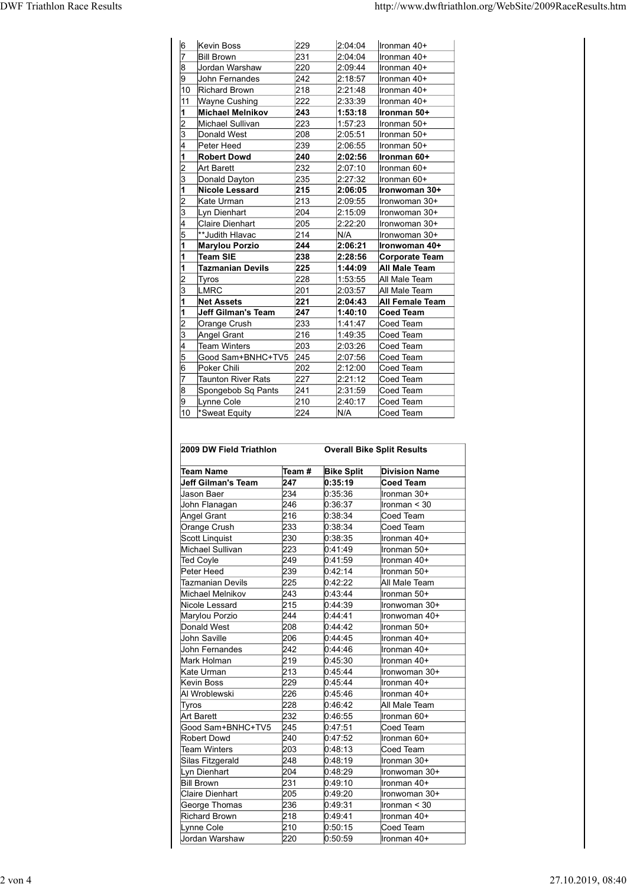| | | | | |
|---|---|---|---|---|
| 6 | Kevin Boss | 229 | 2:04:04 | Ironman 40+ |
| 7 | Bill Brown | 231 | 2:04:04 | Ironman 40+ |
| 8 | Jordan Warshaw | 220 | 2:09:44 | Ironman 40+ |
| 9 | John Fernandes | 242 | 2:18:57 | Ironman 40+ |
| 10 | Richard Brown | 218 | 2:21:48 | Ironman 40+ |
| 11 | Wayne Cushing | 222 | 2:33:39 | Ironman 40+ |
| **1** | **Michael Melnikov** | **243** | **1:53:18** | **Ironman 50+** |
| 2 | Michael Sullivan | 223 | 1:57:23 | Ironman 50+ |
| 3 | Donald West | 208 | 2:05:51 | Ironman 50+ |
| 4 | Peter Heed | 239 | 2:06:55 | Ironman 50+ |
| **1** | **Robert Dowd** | **240** | **2:02:56** | **Ironman 60+** |
| 2 | Art Barett | 232 | 2:07:10 | Ironman 60+ |
| 3 | Donald Dayton | 235 | 2:27:32 | Ironman 60+ |
| **1** | **Nicole Lessard** | **215** | **2:06:05** | **Ironwoman 30+** |
| 2 | Kate Urman | 213 | 2:09:55 | Ironwoman 30+ |
| 3 | Lyn Dienhart | 204 | 2:15:09 | Ironwoman 30+ |
| 4 | Claire Dienhart | 205 | 2:22:20 | Ironwoman 30+ |
| 5 | **Judith Hlavac | 214 | N/A | Ironwoman 30+ |
| **1** | **Marylou Porzio** | **244** | **2:06:21** | **Ironwoman 40+** |
| **1** | **Team SIE** | **238** | **2:28:56** | **Corporate Team** |
| **1** | **Tazmanian Devils** | **225** | **1:44:09** | **All Male Team** |
| 2 | Tyros | 228 | 1:53:55 | All Male Team |
| 3 | LMRC | 201 | 2:03:57 | All Male Team |
| **1** | **Net Assets** | **221** | **2:04:43** | **All Female Team** |
| **1** | **Jeff Gilman's Team** | **247** | **1:40:10** | **Coed Team** |
| 2 | Orange Crush | 233 | 1:41:47 | Coed Team |
| 3 | Angel Grant | 216 | 1:49:35 | Coed Team |
| 4 | Team Winters | 203 | 2:03:26 | Coed Team |
| 5 | Good Sam+BNHC+TV5 | 245 | 2:07:56 | Coed Team |
| 6 | Poker Chili | 202 | 2:12:00 | Coed Team |
| 7 | Taunton River Rats | 227 | 2:21:12 | Coed Team |
| 8 | Spongebob Sq Pants | 241 | 2:31:59 | Coed Team |
| 9 | Lynne Cole | 210 | 2:40:17 | Coed Team |
| 10 | *Sweat Equity | 224 | N/A | Coed Team |

**2009 DW Field Triathlon** — **Overall Bike Split Results**

| **Team Name** | **Team #** | **Bike Split** | **Division Name** |
|---|---|---|---|
| **Jeff Gilman's Team** | **247** | **0:35:19** | **Coed Team** |
| Jason Baer | 234 | 0:35:36 | Ironman 30+ |
| John Flanagan | 246 | 0:36:37 | Ironman < 30 |
| Angel Grant | 216 | 0:38:34 | Coed Team |
| Orange Crush | 233 | 0:38:34 | Coed Team |
| Scott Linquist | 230 | 0:38:35 | Ironman 40+ |
| Michael Sullivan | 223 | 0:41:49 | Ironman 50+ |
| Ted Coyle | 249 | 0:41:59 | Ironman 40+ |
| Peter Heed | 239 | 0:42:14 | Ironman 50+ |
| Tazmanian Devils | 225 | 0:42:22 | All Male Team |
| Michael Melnikov | 243 | 0:43:44 | Ironman 50+ |
| Nicole Lessard | 215 | 0:44:39 | Ironwoman 30+ |
| Marylou Porzio | 244 | 0:44:41 | Ironwoman 40+ |
| Donald West | 208 | 0:44:42 | Ironman 50+ |
| John Saville | 206 | 0:44:45 | Ironman 40+ |
| John Fernandes | 242 | 0:44:46 | Ironman 40+ |
| Mark Holman | 219 | 0:45:30 | Ironman 40+ |
| Kate Urman | 213 | 0:45:44 | Ironwoman 30+ |
| Kevin Boss | 229 | 0:45:44 | Ironman 40+ |
| Al Wroblewski | 226 | 0:45:46 | Ironman 40+ |
| Tyros | 228 | 0:46:42 | All Male Team |
| Art Barett | 232 | 0:46:55 | Ironman 60+ |
| Good Sam+BNHC+TV5 | 245 | 0:47:51 | Coed Team |
| Robert Dowd | 240 | 0:47:52 | Ironman 60+ |
| Team Winters | 203 | 0:48:13 | Coed Team |
| Silas Fitzgerald | 248 | 0:48:19 | Ironman 30+ |
| Lyn Dienhart | 204 | 0:48:29 | Ironwoman 30+ |
| Bill Brown | 231 | 0:49:10 | Ironman 40+ |
| Claire Dienhart | 205 | 0:49:20 | Ironwoman 30+ |
| George Thomas | 236 | 0:49:31 | Ironman < 30 |
| Richard Brown | 218 | 0:49:41 | Ironman 40+ |
| Lynne Cole | 210 | 0:50:15 | Coed Team |
| Jordan Warshaw | 220 | 0:50:59 | Ironman 40+ |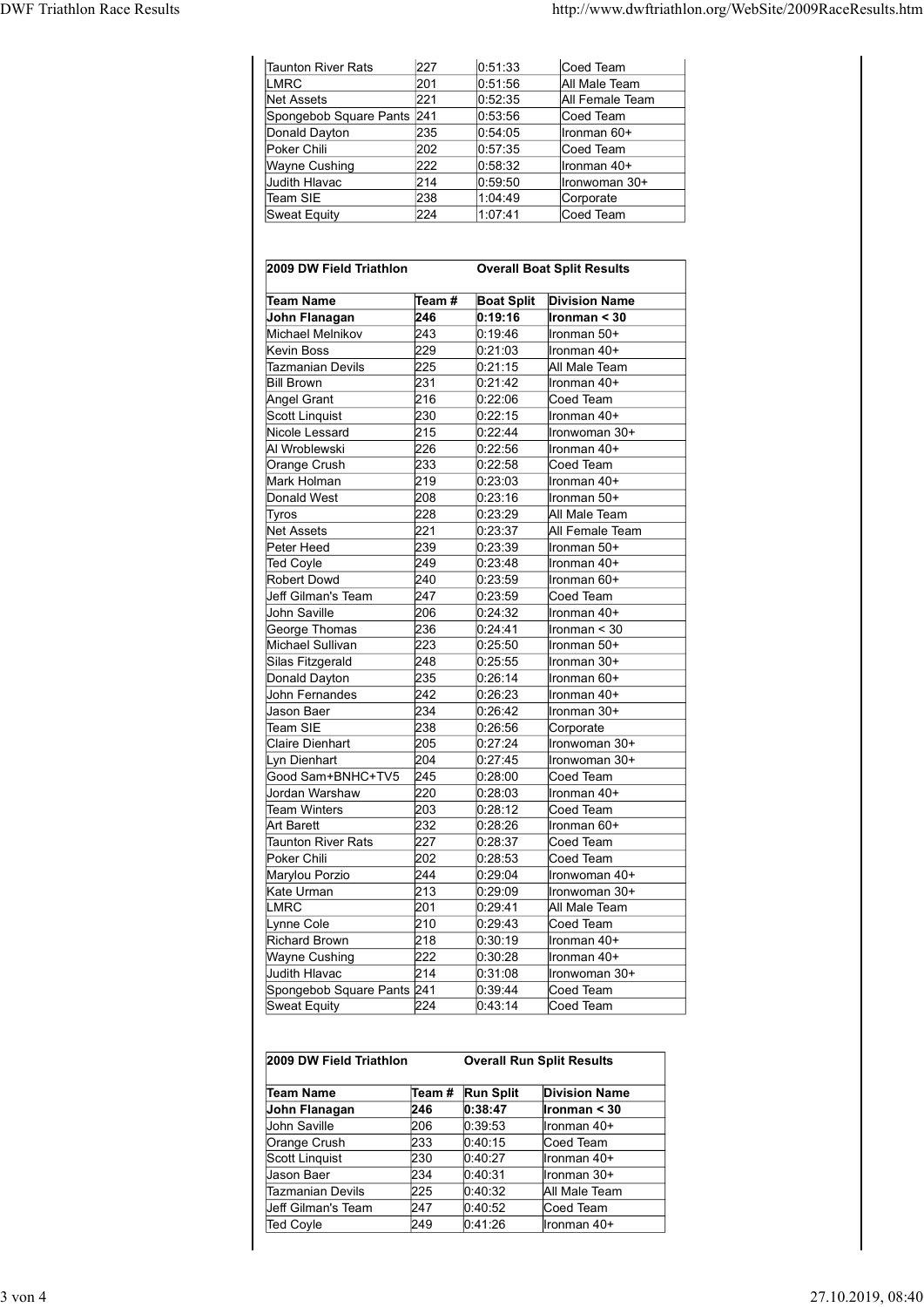| | | | |
|---|---|---|---|
| Taunton River Rats | 227 | 0:51:33 | Coed Team |
| LMRC | 201 | 0:51:56 | All Male Team |
| Net Assets | 221 | 0:52:35 | All Female Team |
| Spongebob Square Pants | 241 | 0:53:56 | Coed Team |
| Donald Dayton | 235 | 0:54:05 | Ironman 60+ |
| Poker Chili | 202 | 0:57:35 | Coed Team |
| Wayne Cushing | 222 | 0:58:32 | Ironman 40+ |
| Judith Hlavac | 214 | 0:59:50 | Ironwoman 30+ |
| Team SIE | 238 | 1:04:49 | Corporate |
| Sweat Equity | 224 | 1:07:41 | Coed Team |

| 2009 DW Field Triathlon | | Overall Boat Split Results | |
|---|---|---|---|
| **Team Name** | **Team #** | **Boat Split** | **Division Name** |
| **John Flanagan** | **246** | **0:19:16** | **Ironman < 30** |
| Michael Melnikov | 243 | 0:19:46 | Ironman 50+ |
| Kevin Boss | 229 | 0:21:03 | Ironman 40+ |
| Tazmanian Devils | 225 | 0:21:15 | All Male Team |
| Bill Brown | 231 | 0:21:42 | Ironman 40+ |
| Angel Grant | 216 | 0:22:06 | Coed Team |
| Scott Linquist | 230 | 0:22:15 | Ironman 40+ |
| Nicole Lessard | 215 | 0:22:44 | Ironwoman 30+ |
| Al Wroblewski | 226 | 0:22:56 | Ironman 40+ |
| Orange Crush | 233 | 0:22:58 | Coed Team |
| Mark Holman | 219 | 0:23:03 | Ironman 40+ |
| Donald West | 208 | 0:23:16 | Ironman 50+ |
| Tyros | 228 | 0:23:29 | All Male Team |
| Net Assets | 221 | 0:23:37 | All Female Team |
| Peter Heed | 239 | 0:23:39 | Ironman 50+ |
| Ted Coyle | 249 | 0:23:48 | Ironman 40+ |
| Robert Dowd | 240 | 0:23:59 | Ironman 60+ |
| Jeff Gilman's Team | 247 | 0:23:59 | Coed Team |
| John Saville | 206 | 0:24:32 | Ironman 40+ |
| George Thomas | 236 | 0:24:41 | Ironman < 30 |
| Michael Sullivan | 223 | 0:25:50 | Ironman 50+ |
| Silas Fitzgerald | 248 | 0:25:55 | Ironman 30+ |
| Donald Dayton | 235 | 0:26:14 | Ironman 60+ |
| John Fernandes | 242 | 0:26:23 | Ironman 40+ |
| Jason Baer | 234 | 0:26:42 | Ironman 30+ |
| Team SIE | 238 | 0:26:56 | Corporate |
| Claire Dienhart | 205 | 0:27:24 | Ironwoman 30+ |
| Lyn Dienhart | 204 | 0:27:45 | Ironwoman 30+ |
| Good Sam+BNHC+TV5 | 245 | 0:28:00 | Coed Team |
| Jordan Warshaw | 220 | 0:28:03 | Ironman 40+ |
| Team Winters | 203 | 0:28:12 | Coed Team |
| Art Barett | 232 | 0:28:26 | Ironman 60+ |
| Taunton River Rats | 227 | 0:28:37 | Coed Team |
| Poker Chili | 202 | 0:28:53 | Coed Team |
| Marylou Porzio | 244 | 0:29:04 | Ironwoman 40+ |
| Kate Urman | 213 | 0:29:09 | Ironwoman 30+ |
| LMRC | 201 | 0:29:41 | All Male Team |
| Lynne Cole | 210 | 0:29:43 | Coed Team |
| Richard Brown | 218 | 0:30:19 | Ironman 40+ |
| Wayne Cushing | 222 | 0:30:28 | Ironman 40+ |
| Judith Hlavac | 214 | 0:31:08 | Ironwoman 30+ |
| Spongebob Square Pants | 241 | 0:39:44 | Coed Team |
| Sweat Equity | 224 | 0:43:14 | Coed Team |

| 2009 DW Field Triathlon | | Overall Run Split Results | |
|---|---|---|---|
| **Team Name** | **Team #** | **Run Split** | **Division Name** |
| **John Flanagan** | **246** | **0:38:47** | **Ironman < 30** |
| John Saville | 206 | 0:39:53 | Ironman 40+ |
| Orange Crush | 233 | 0:40:15 | Coed Team |
| Scott Linquist | 230 | 0:40:27 | Ironman 40+ |
| Jason Baer | 234 | 0:40:31 | Ironman 30+ |
| Tazmanian Devils | 225 | 0:40:32 | All Male Team |
| Jeff Gilman's Team | 247 | 0:40:52 | Coed Team |
| Ted Coyle | 249 | 0:41:26 | Ironman 40+ |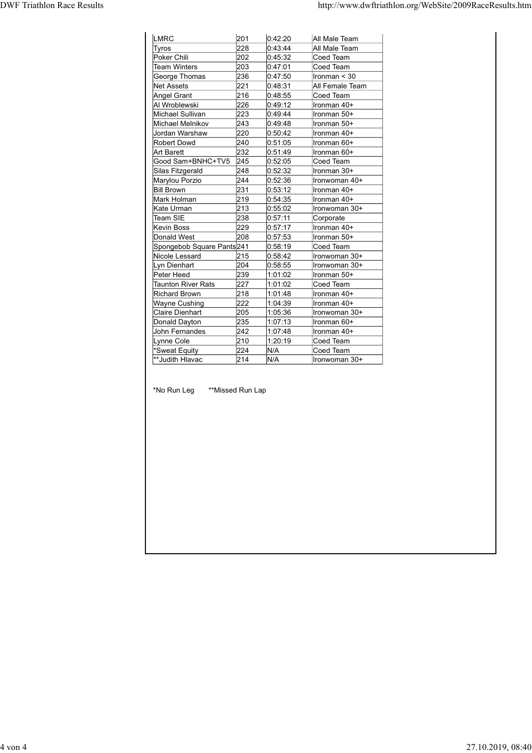| | | | |
|---|---|---|---|
| LMRC | 201 | 0:42:20 | All Male Team |
| Tyros | 228 | 0:43:44 | All Male Team |
| Poker Chili | 202 | 0:45:32 | Coed Team |
| Team Winters | 203 | 0:47:01 | Coed Team |
| George Thomas | 236 | 0:47:50 | Ironman < 30 |
| Net Assets | 221 | 0:48:31 | All Female Team |
| Angel Grant | 216 | 0:48:55 | Coed Team |
| Al Wroblewski | 226 | 0:49:12 | Ironman 40+ |
| Michael Sullivan | 223 | 0:49:44 | Ironman 50+ |
| Michael Melnikov | 243 | 0:49:48 | Ironman 50+ |
| Jordan Warshaw | 220 | 0:50:42 | Ironman 40+ |
| Robert Dowd | 240 | 0:51:05 | Ironman 60+ |
| Art Barett | 232 | 0:51:49 | Ironman 60+ |
| Good Sam+BNHC+TV5 | 245 | 0:52:05 | Coed Team |
| Silas Fitzgerald | 248 | 0:52:32 | Ironman 30+ |
| Marylou Porzio | 244 | 0:52:36 | Ironwoman 40+ |
| Bill Brown | 231 | 0:53:12 | Ironman 40+ |
| Mark Holman | 219 | 0:54:35 | Ironman 40+ |
| Kate Urman | 213 | 0:55:02 | Ironwoman 30+ |
| Team SIE | 238 | 0:57:11 | Corporate |
| Kevin Boss | 229 | 0:57:17 | Ironman 40+ |
| Donald West | 208 | 0:57:53 | Ironman 50+ |
| Spongebob Square Pants | 241 | 0:58:19 | Coed Team |
| Nicole Lessard | 215 | 0:58:42 | Ironwoman 30+ |
| Lyn Dienhart | 204 | 0:58:55 | Ironwoman 30+ |
| Peter Heed | 239 | 1:01:02 | Ironman 50+ |
| Taunton River Rats | 227 | 1:01:02 | Coed Team |
| Richard Brown | 218 | 1:01:48 | Ironman 40+ |
| Wayne Cushing | 222 | 1:04:39 | Ironman 40+ |
| Claire Dienhart | 205 | 1:05:36 | Ironwoman 30+ |
| Donald Dayton | 235 | 1:07:13 | Ironman 60+ |
| John Fernandes | 242 | 1:07:48 | Ironman 40+ |
| Lynne Cole | 210 | 1:20:19 | Coed Team |
| *Sweat Equity | 224 | N/A | Coed Team |
| **Judith Hlavac | 214 | N/A | Ironwoman 30+ |

*No Run Leg **Missed Run Lap